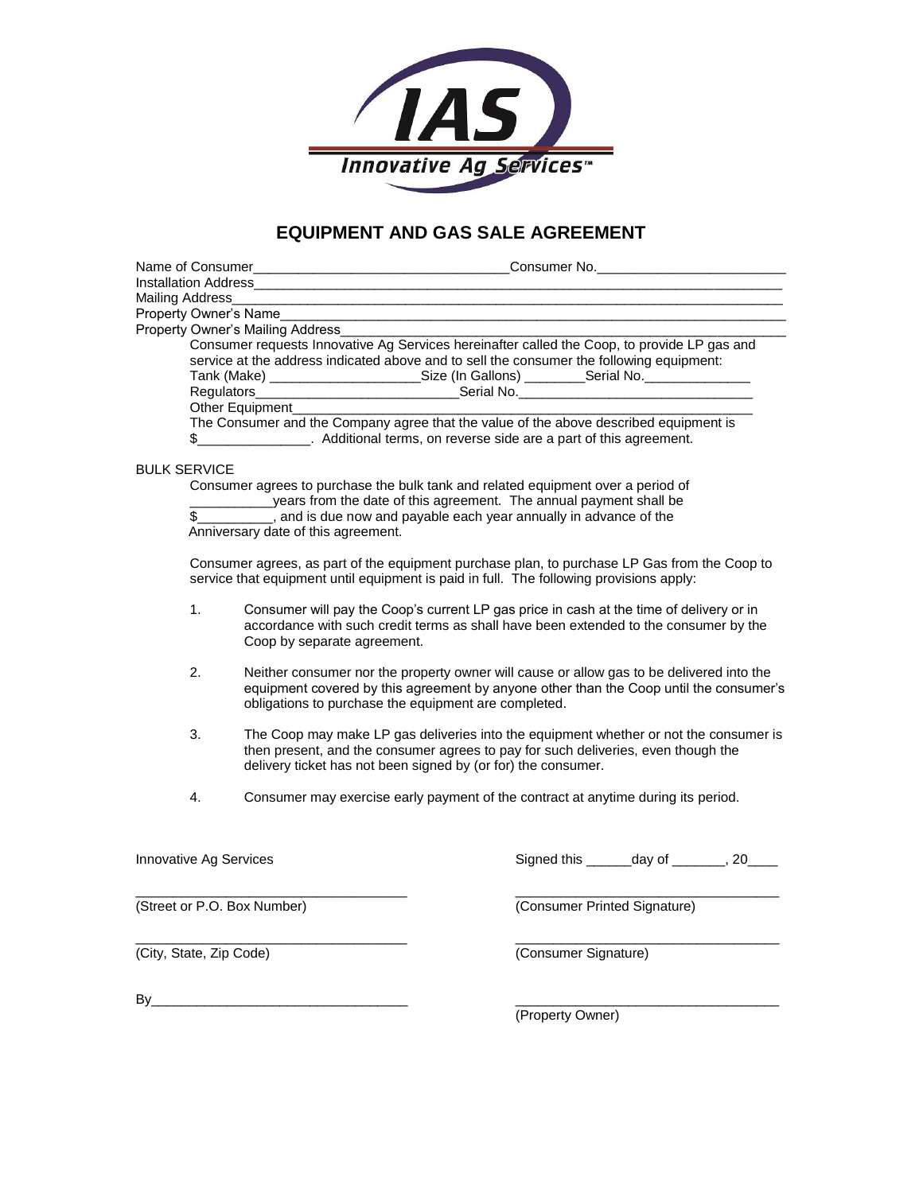IAS
Innovative Ag Services™

# EQUIPMENT AND GAS SALE AGREEMENT

Name of Consumer_________________________________Consumer No.________________________
Installation Address_________________________________________________________________________
Mailing Address____________________________________________________________________________
Property Owner's Name_______________________________________________________________________
Property Owner's Mailing Address______________________________________________________________

Consumer requests Innovative Ag Services hereinafter called the Coop, to provide LP gas and service at the address indicated above and to sell the consumer the following equipment:
Tank (Make) ____________________Size (In Gallons) ________Serial No.______________
Regulators__________________________Serial No.______________________________
Other Equipment_____________________________________________________________
The Consumer and the Company agree that the value of the above described equipment is $_______________. Additional terms, on reverse side are a part of this agreement.

BULK SERVICE

Consumer agrees to purchase the bulk tank and related equipment over a period of ___________years from the date of this agreement. The annual payment shall be $__________, and is due now and payable each year annually in advance of the Anniversary date of this agreement.

Consumer agrees, as part of the equipment purchase plan, to purchase LP Gas from the Coop to service that equipment until equipment is paid in full. The following provisions apply:

1. Consumer will pay the Coop's current LP gas price in cash at the time of delivery or in accordance with such credit terms as shall have been extended to the consumer by the Coop by separate agreement.

2. Neither consumer nor the property owner will cause or allow gas to be delivered into the equipment covered by this agreement by anyone other than the Coop until the consumer's obligations to purchase the equipment are completed.

3. The Coop may make LP gas deliveries into the equipment whether or not the consumer is then present, and the consumer agrees to pay for such deliveries, even though the delivery ticket has not been signed by (or for) the consumer.

4. Consumer may exercise early payment of the contract at anytime during its period.

Innovative Ag Services

Signed this ______day of _______, 20____

___________________________________
(Street or P.O. Box Number)

___________________________________
(Consumer Printed Signature)

___________________________________
(City, State, Zip Code)

___________________________________
(Consumer Signature)

By__________________________________

___________________________________
(Property Owner)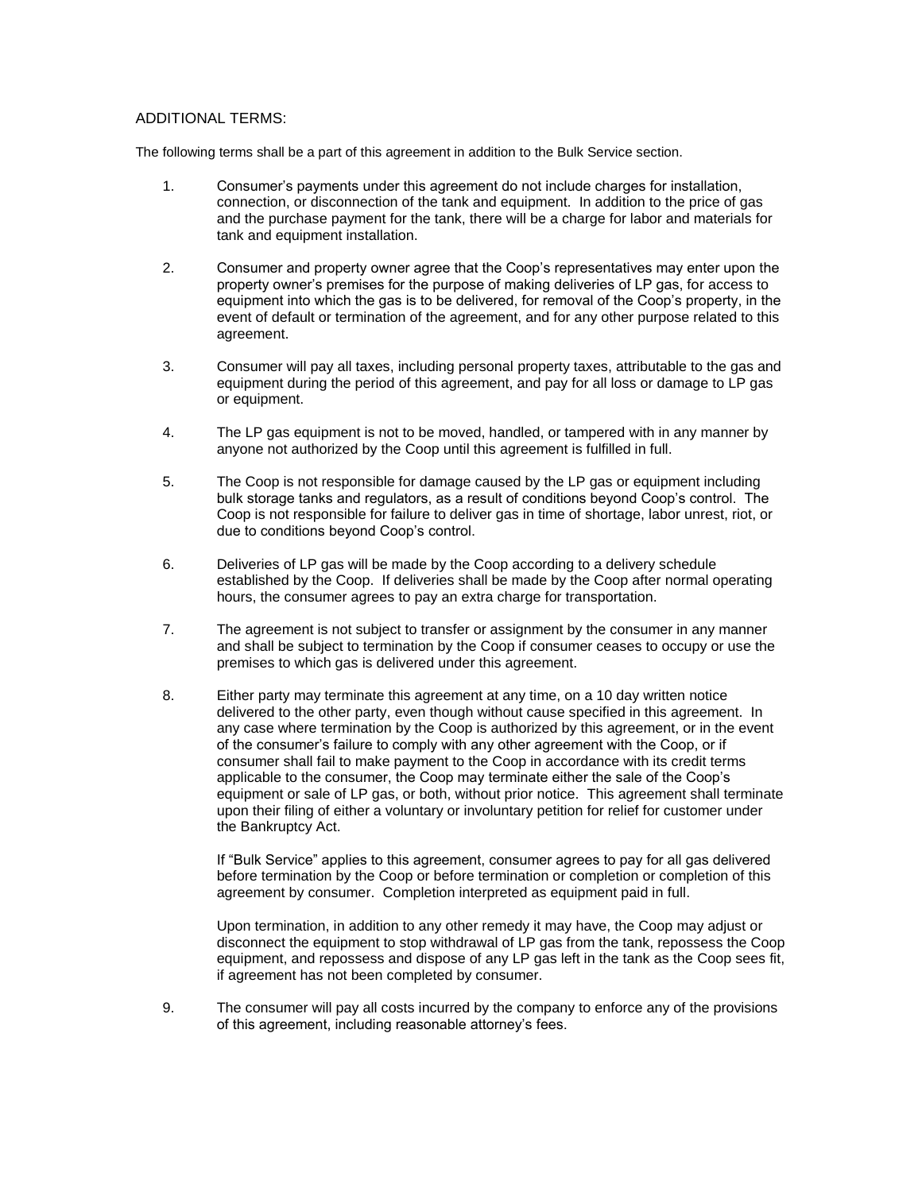ADDITIONAL TERMS:

The following terms shall be a part of this agreement in addition to the Bulk Service section.

1. Consumer's payments under this agreement do not include charges for installation, connection, or disconnection of the tank and equipment. In addition to the price of gas and the purchase payment for the tank, there will be a charge for labor and materials for tank and equipment installation.

2. Consumer and property owner agree that the Coop's representatives may enter upon the property owner's premises for the purpose of making deliveries of LP gas, for access to equipment into which the gas is to be delivered, for removal of the Coop's property, in the event of default or termination of the agreement, and for any other purpose related to this agreement.

3. Consumer will pay all taxes, including personal property taxes, attributable to the gas and equipment during the period of this agreement, and pay for all loss or damage to LP gas or equipment.

4. The LP gas equipment is not to be moved, handled, or tampered with in any manner by anyone not authorized by the Coop until this agreement is fulfilled in full.

5. The Coop is not responsible for damage caused by the LP gas or equipment including bulk storage tanks and regulators, as a result of conditions beyond Coop's control. The Coop is not responsible for failure to deliver gas in time of shortage, labor unrest, riot, or due to conditions beyond Coop's control.

6. Deliveries of LP gas will be made by the Coop according to a delivery schedule established by the Coop. If deliveries shall be made by the Coop after normal operating hours, the consumer agrees to pay an extra charge for transportation.

7. The agreement is not subject to transfer or assignment by the consumer in any manner and shall be subject to termination by the Coop if consumer ceases to occupy or use the premises to which gas is delivered under this agreement.

8. Either party may terminate this agreement at any time, on a 10 day written notice delivered to the other party, even though without cause specified in this agreement. In any case where termination by the Coop is authorized by this agreement, or in the event of the consumer's failure to comply with any other agreement with the Coop, or if consumer shall fail to make payment to the Coop in accordance with its credit terms applicable to the consumer, the Coop may terminate either the sale of the Coop's equipment or sale of LP gas, or both, without prior notice. This agreement shall terminate upon their filing of either a voluntary or involuntary petition for relief for customer under the Bankruptcy Act.

   If "Bulk Service" applies to this agreement, consumer agrees to pay for all gas delivered before termination by the Coop or before termination or completion or completion of this agreement by consumer. Completion interpreted as equipment paid in full.

   Upon termination, in addition to any other remedy it may have, the Coop may adjust or disconnect the equipment to stop withdrawal of LP gas from the tank, repossess the Coop equipment, and repossess and dispose of any LP gas left in the tank as the Coop sees fit, if agreement has not been completed by consumer.

9. The consumer will pay all costs incurred by the company to enforce any of the provisions of this agreement, including reasonable attorney's fees.